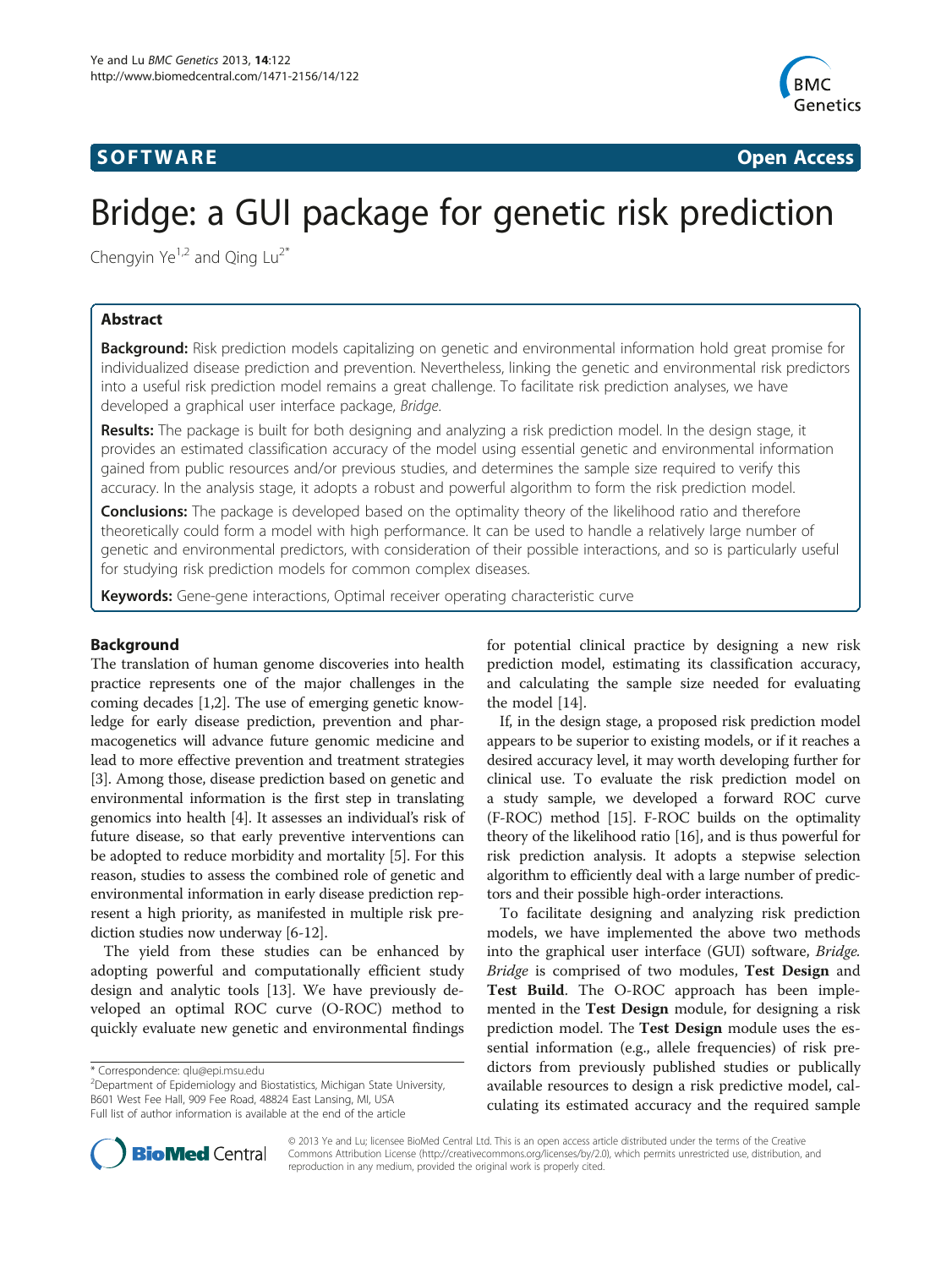SOFTWARE **Open Access**

# Bridge: a GUI package for genetic risk prediction

Chengyin Ye[1,2] and Qing Lu[2*]

## Abstract

**Background:** Risk prediction models capitalizing on genetic and environmental information hold great promise for individualized disease prediction and prevention. Nevertheless, linking the genetic and environmental risk predictors into a useful risk prediction model remains a great challenge. To facilitate risk prediction analyses, we have developed a graphical user interface package, *Bridge*.

**Results:** The package is built for both designing and analyzing a risk prediction model. In the design stage, it provides an estimated classification accuracy of the model using essential genetic and environmental information gained from public resources and/or previous studies, and determines the sample size required to verify this accuracy. In the analysis stage, it adopts a robust and powerful algorithm to form the risk prediction model.

**Conclusions:** The package is developed based on the optimality theory of the likelihood ratio and therefore theoretically could form a model with high performance. It can be used to handle a relatively large number of genetic and environmental predictors, with consideration of their possible interactions, and so is particularly useful for studying risk prediction models for common complex diseases.

**Keywords:** Gene-gene interactions, Optimal receiver operating characteristic curve

## Background

The translation of human genome discoveries into health practice represents one of the major challenges in the coming decades [1,2]. The use of emerging genetic knowledge for early disease prediction, prevention and pharmacogenetics will advance future genomic medicine and lead to more effective prevention and treatment strategies [3]. Among those, disease prediction based on genetic and environmental information is the first step in translating genomics into health [4]. It assesses an individual's risk of future disease, so that early preventive interventions can be adopted to reduce morbidity and mortality [5]. For this reason, studies to assess the combined role of genetic and environmental information in early disease prediction represent a high priority, as manifested in multiple risk prediction studies now underway [6-12].

The yield from these studies can be enhanced by adopting powerful and computationally efficient study design and analytic tools [13]. We have previously developed an optimal ROC curve (O-ROC) method to quickly evaluate new genetic and environmental findings for potential clinical practice by designing a new risk prediction model, estimating its classification accuracy, and calculating the sample size needed for evaluating the model [14].

If, in the design stage, a proposed risk prediction model appears to be superior to existing models, or if it reaches a desired accuracy level, it may worth developing further for clinical use. To evaluate the risk prediction model on a study sample, we developed a forward ROC curve (F-ROC) method [15]. F-ROC builds on the optimality theory of the likelihood ratio [16], and is thus powerful for risk prediction analysis. It adopts a stepwise selection algorithm to efficiently deal with a large number of predictors and their possible high-order interactions.

To facilitate designing and analyzing risk prediction models, we have implemented the above two methods into the graphical user interface (GUI) software, *Bridge*. *Bridge* is comprised of two modules, **Test Design** and **Test Build**. The O-ROC approach has been implemented in the **Test Design** module, for designing a risk prediction model. The **Test Design** module uses the essential information (e.g., allele frequencies) of risk predictors from previously published studies or publically available resources to design a risk predictive model, calculating its estimated accuracy and the required sample

\* Correspondence: qlu@epi.msu.edu
[2]Department of Epidemiology and Biostatistics, Michigan State University, B601 West Fee Hall, 909 Fee Road, 48824 East Lansing, MI, USA
Full list of author information is available at the end of the article

© 2013 Ye and Lu; licensee BioMed Central Ltd. This is an open access article distributed under the terms of the Creative Commons Attribution License (http://creativecommons.org/licenses/by/2.0), which permits unrestricted use, distribution, and reproduction in any medium, provided the original work is properly cited.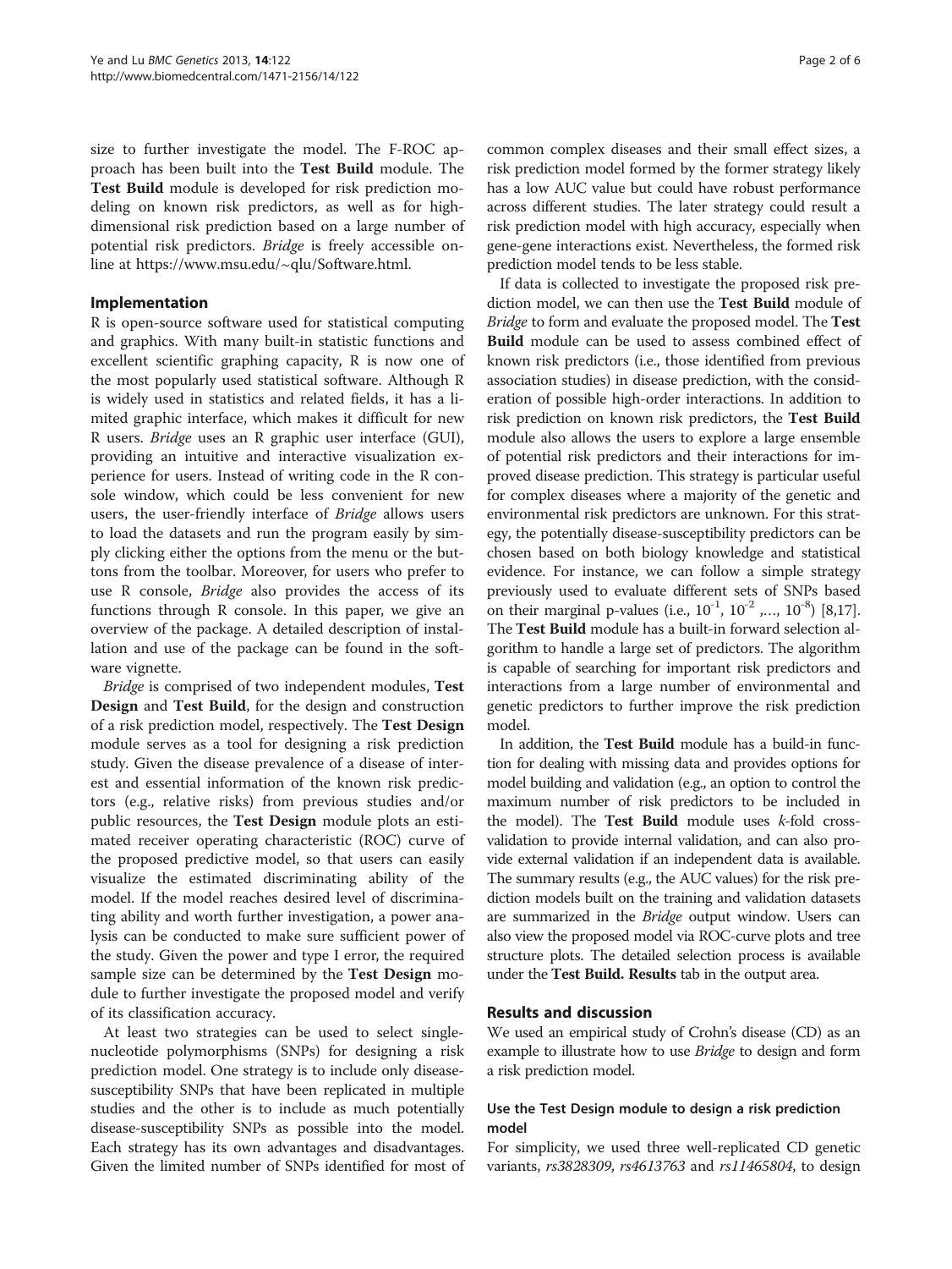size to further investigate the model. The F-ROC approach has been built into the **Test Build** module. The **Test Build** module is developed for risk prediction modeling on known risk predictors, as well as for high-dimensional risk prediction based on a large number of potential risk predictors. *Bridge* is freely accessible online at https://www.msu.edu/~qlu/Software.html.

## Implementation

R is open-source software used for statistical computing and graphics. With many built-in statistic functions and excellent scientific graphing capacity, R is now one of the most popularly used statistical software. Although R is widely used in statistics and related fields, it has a limited graphic interface, which makes it difficult for new R users. *Bridge* uses an R graphic user interface (GUI), providing an intuitive and interactive visualization experience for users. Instead of writing code in the R console window, which could be less convenient for new users, the user-friendly interface of *Bridge* allows users to load the datasets and run the program easily by simply clicking either the options from the menu or the buttons from the toolbar. Moreover, for users who prefer to use R console, *Bridge* also provides the access of its functions through R console. In this paper, we give an overview of the package. A detailed description of installation and use of the package can be found in the software vignette.

*Bridge* is comprised of two independent modules, **Test Design** and **Test Build**, for the design and construction of a risk prediction model, respectively. The **Test Design** module serves as a tool for designing a risk prediction study. Given the disease prevalence of a disease of interest and essential information of the known risk predictors (e.g., relative risks) from previous studies and/or public resources, the **Test Design** module plots an estimated receiver operating characteristic (ROC) curve of the proposed predictive model, so that users can easily visualize the estimated discriminating ability of the model. If the model reaches desired level of discriminating ability and worth further investigation, a power analysis can be conducted to make sure sufficient power of the study. Given the power and type I error, the required sample size can be determined by the **Test Design** module to further investigate the proposed model and verify of its classification accuracy.

At least two strategies can be used to select single-nucleotide polymorphisms (SNPs) for designing a risk prediction model. One strategy is to include only disease-susceptibility SNPs that have been replicated in multiple studies and the other is to include as much potentially disease-susceptibility SNPs as possible into the model. Each strategy has its own advantages and disadvantages. Given the limited number of SNPs identified for most of common complex diseases and their small effect sizes, a risk prediction model formed by the former strategy likely has a low AUC value but could have robust performance across different studies. The later strategy could result a risk prediction model with high accuracy, especially when gene-gene interactions exist. Nevertheless, the formed risk prediction model tends to be less stable.

If data is collected to investigate the proposed risk prediction model, we can then use the **Test Build** module of *Bridge* to form and evaluate the proposed model. The **Test Build** module can be used to assess combined effect of known risk predictors (i.e., those identified from previous association studies) in disease prediction, with the consideration of possible high-order interactions. In addition to risk prediction on known risk predictors, the **Test Build** module also allows the users to explore a large ensemble of potential risk predictors and their interactions for improved disease prediction. This strategy is particular useful for complex diseases where a majority of the genetic and environmental risk predictors are unknown. For this strategy, the potentially disease-susceptibility predictors can be chosen based on both biology knowledge and statistical evidence. For instance, we can follow a simple strategy previously used to evaluate different sets of SNPs based on their marginal p-values (i.e., $10^{-1}$, $10^{-2}$ ,…, $10^{-8}$) [8,17]. The **Test Build** module has a built-in forward selection algorithm to handle a large set of predictors. The algorithm is capable of searching for important risk predictors and interactions from a large number of environmental and genetic predictors to further improve the risk prediction model.

In addition, the **Test Build** module has a build-in function for dealing with missing data and provides options for model building and validation (e.g., an option to control the maximum number of risk predictors to be included in the model). The **Test Build** module uses *k*-fold cross-validation to provide internal validation, and can also provide external validation if an independent data is available. The summary results (e.g., the AUC values) for the risk prediction models built on the training and validation datasets are summarized in the *Bridge* output window. Users can also view the proposed model via ROC-curve plots and tree structure plots. The detailed selection process is available under the **Test Build. Results** tab in the output area.

## Results and discussion

We used an empirical study of Crohn's disease (CD) as an example to illustrate how to use *Bridge* to design and form a risk prediction model.

### Use the Test Design module to design a risk prediction model

For simplicity, we used three well-replicated CD genetic variants, *rs3828309*, *rs4613763* and *rs11465804*, to design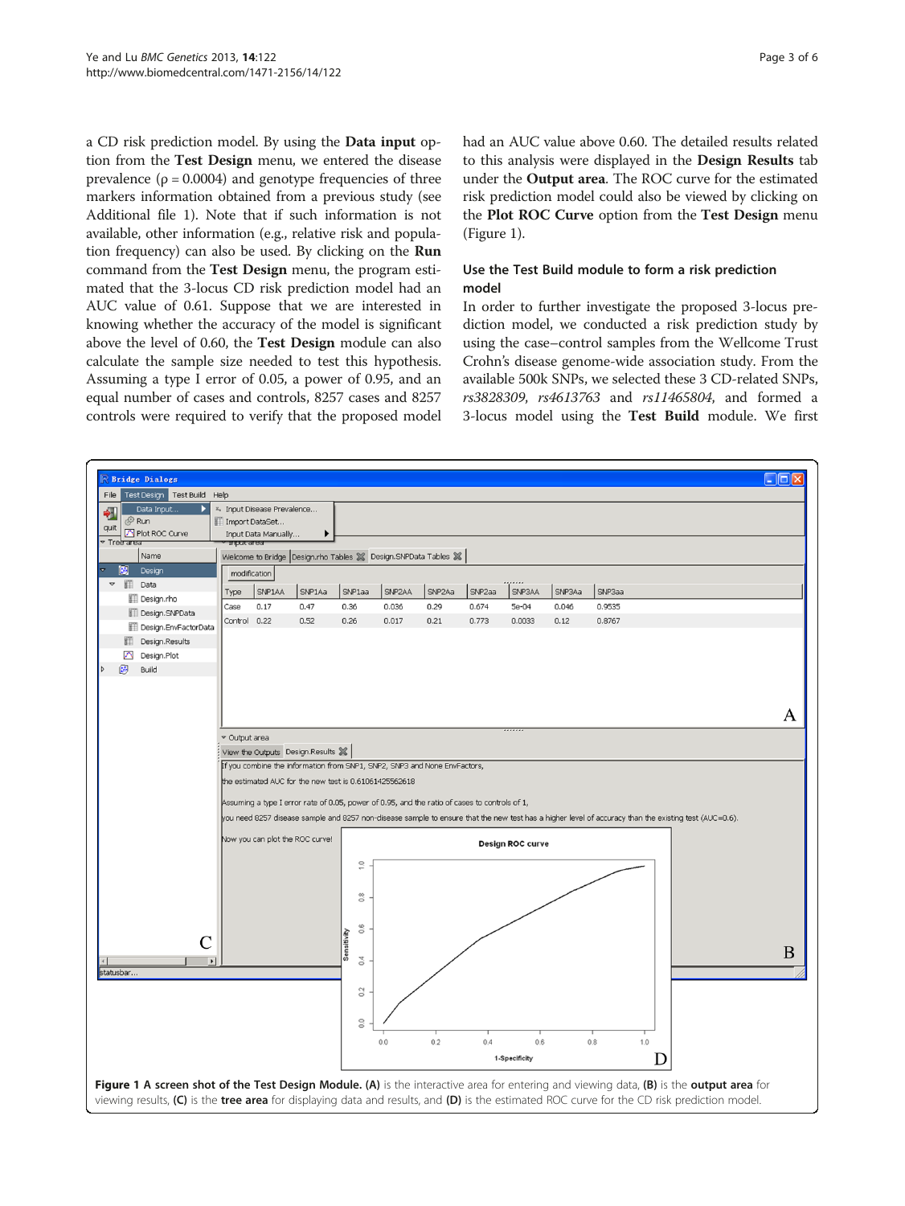a CD risk prediction model. By using the **Data input** option from the **Test Design** menu, we entered the disease prevalence (ρ = 0.0004) and genotype frequencies of three markers information obtained from a previous study (see Additional file 1). Note that if such information is not available, other information (e.g., relative risk and population frequency) can also be used. By clicking on the **Run** command from the **Test Design** menu, the program estimated that the 3-locus CD risk prediction model had an AUC value of 0.61. Suppose that we are interested in knowing whether the accuracy of the model is significant above the level of 0.60, the **Test Design** module can also calculate the sample size needed to test this hypothesis. Assuming a type I error of 0.05, a power of 0.95, and an equal number of cases and controls, 8257 cases and 8257 controls were required to verify that the proposed model had an AUC value above 0.60. The detailed results related to this analysis were displayed in the **Design Results** tab under the **Output area**. The ROC curve for the estimated risk prediction model could also be viewed by clicking on the **Plot ROC Curve** option from the **Test Design** menu (Figure 1).

### Use the Test Build module to form a risk prediction model

In order to further investigate the proposed 3-locus prediction model, we conducted a risk prediction study by using the case–control samples from the Wellcome Trust Crohn's disease genome-wide association study. From the available 500k SNPs, we selected these 3 CD-related SNPs, *rs3828309*, *rs4613763* and *rs11465804*, and formed a 3-locus model using the **Test Build** module. We first

**Figure 1 A screen shot of the Test Design Module. (A)** is the interactive area for entering and viewing data, **(B)** is the **output area** for viewing results, **(C)** is the **tree area** for displaying data and results, and **(D)** is the estimated ROC curve for the CD risk prediction model.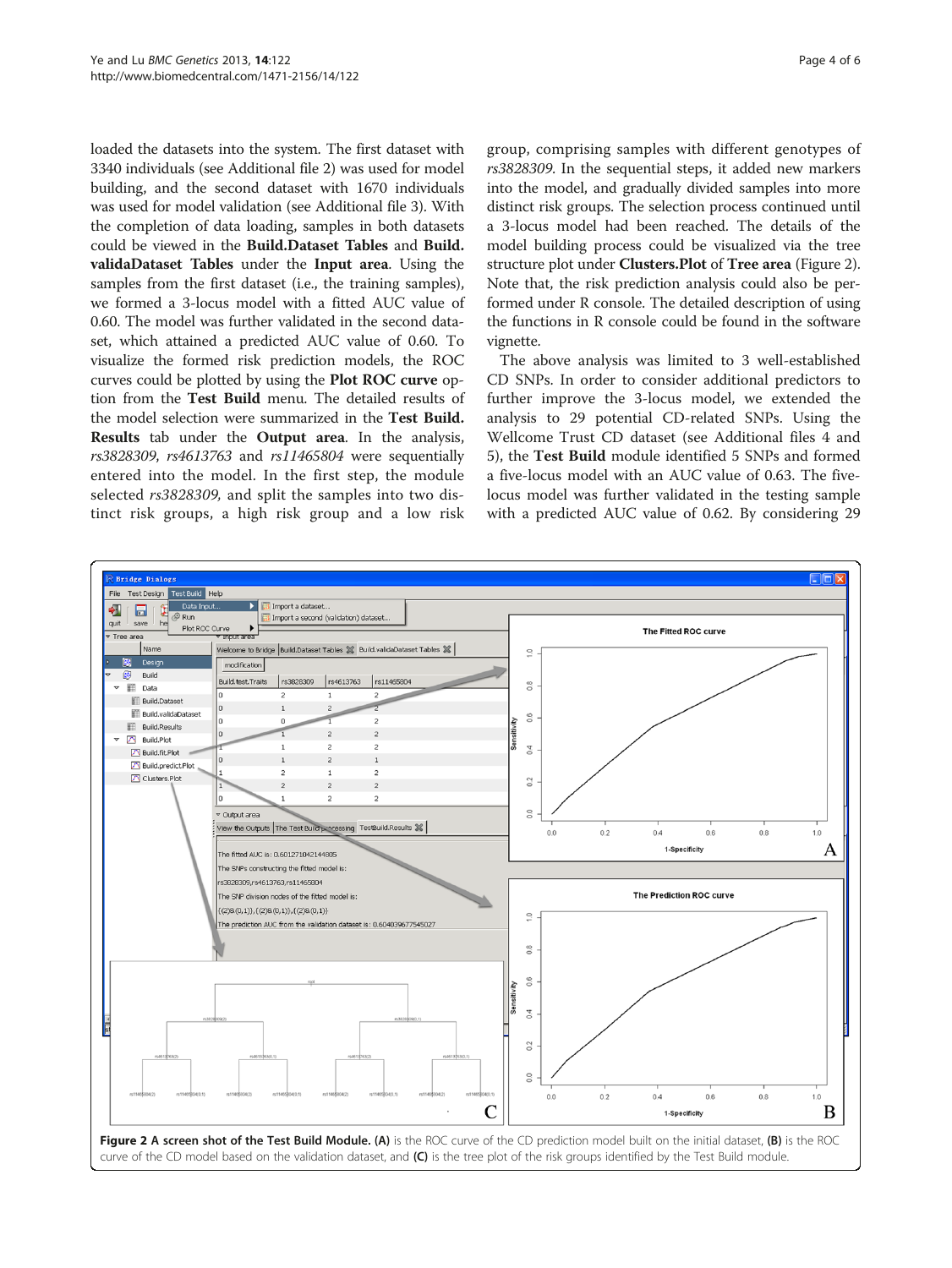loaded the datasets into the system. The first dataset with 3340 individuals (see Additional file 2) was used for model building, and the second dataset with 1670 individuals was used for model validation (see Additional file 3). With the completion of data loading, samples in both datasets could be viewed in the **Build.Dataset Tables** and **Build.validaDataset Tables** under the **Input area**. Using the samples from the first dataset (i.e., the training samples), we formed a 3-locus model with a fitted AUC value of 0.60. The model was further validated in the second dataset, which attained a predicted AUC value of 0.60. To visualize the formed risk prediction models, the ROC curves could be plotted by using the **Plot ROC curve** option from the **Test Build** menu. The detailed results of the model selection were summarized in the **Test Build. Results** tab under the **Output area**. In the analysis, *rs3828309*, *rs4613763* and *rs11465804* were sequentially entered into the model. In the first step, the module selected *rs3828309,* and split the samples into two distinct risk groups, a high risk group and a low risk group, comprising samples with different genotypes of *rs3828309*. In the sequential steps, it added new markers into the model, and gradually divided samples into more distinct risk groups. The selection process continued until a 3-locus model had been reached. The details of the model building process could be visualized via the tree structure plot under **Clusters.Plot** of **Tree area** (Figure 2). Note that, the risk prediction analysis could also be performed under R console. The detailed description of using the functions in R console could be found in the software vignette.

The above analysis was limited to 3 well-established CD SNPs. In order to consider additional predictors to further improve the 3-locus model, we extended the analysis to 29 potential CD-related SNPs. Using the Wellcome Trust CD dataset (see Additional files 4 and 5), the **Test Build** module identified 5 SNPs and formed a five-locus model with an AUC value of 0.63. The five-locus model was further validated in the testing sample with a predicted AUC value of 0.62. By considering 29

**Figure 2 A screen shot of the Test Build Module. (A)** is the ROC curve of the CD prediction model built on the initial dataset, **(B)** is the ROC curve of the CD model based on the validation dataset, and **(C)** is the tree plot of the risk groups identified by the Test Build module.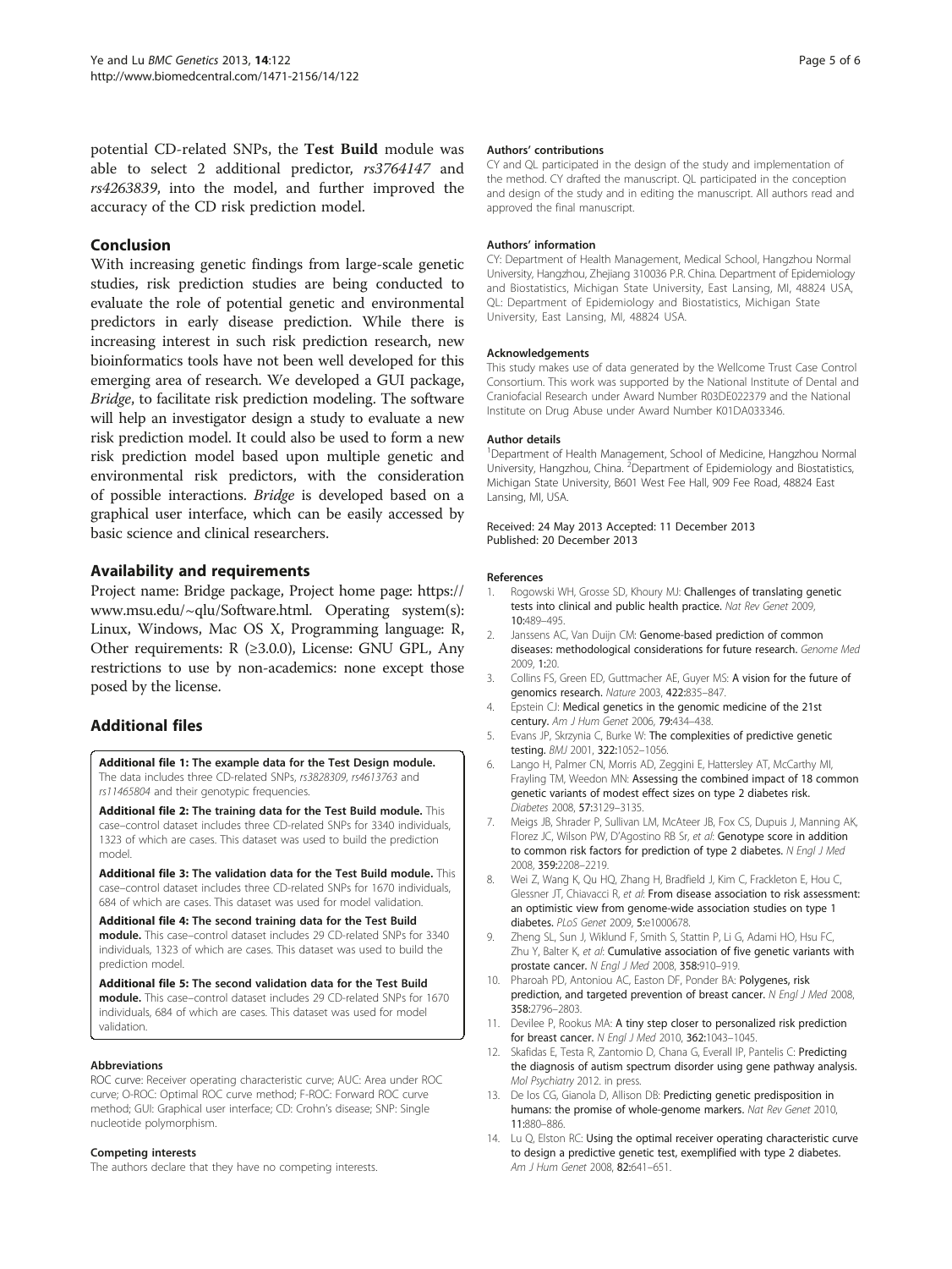potential CD-related SNPs, the **Test Build** module was able to select 2 additional predictor, *rs3764147* and *rs4263839*, into the model, and further improved the accuracy of the CD risk prediction model.

## Conclusion

With increasing genetic findings from large-scale genetic studies, risk prediction studies are being conducted to evaluate the role of potential genetic and environmental predictors in early disease prediction. While there is increasing interest in such risk prediction research, new bioinformatics tools have not been well developed for this emerging area of research. We developed a GUI package, *Bridge*, to facilitate risk prediction modeling. The software will help an investigator design a study to evaluate a new risk prediction model. It could also be used to form a new risk prediction model based upon multiple genetic and environmental risk predictors, with the consideration of possible interactions. *Bridge* is developed based on a graphical user interface, which can be easily accessed by basic science and clinical researchers.

## Availability and requirements

Project name: Bridge package, Project home page: https://www.msu.edu/~qlu/Software.html. Operating system(s): Linux, Windows, Mac OS X, Programming language: R, Other requirements: R (≥3.0.0), License: GNU GPL, Any restrictions to use by non-academics: none except those posed by the license.

## Additional files

**Additional file 1: The example data for the Test Design module.** The data includes three CD-related SNPs, *rs3828309*, *rs4613763* and *rs11465804* and their genotypic frequencies.

**Additional file 2: The training data for the Test Build module.** This case–control dataset includes three CD-related SNPs for 3340 individuals, 1323 of which are cases. This dataset was used to build the prediction model.

**Additional file 3: The validation data for the Test Build module.** This case–control dataset includes three CD-related SNPs for 1670 individuals, 684 of which are cases. This dataset was used for model validation.

**Additional file 4: The second training data for the Test Build module.** This case–control dataset includes 29 CD-related SNPs for 3340 individuals, 1323 of which are cases. This dataset was used to build the prediction model.

**Additional file 5: The second validation data for the Test Build module.** This case–control dataset includes 29 CD-related SNPs for 1670 individuals, 684 of which are cases. This dataset was used for model validation.

#### Abbreviations

ROC curve: Receiver operating characteristic curve; AUC: Area under ROC curve; O-ROC: Optimal ROC curve method; F-ROC: Forward ROC curve method; GUI: Graphical user interface; CD: Crohn's disease; SNP: Single nucleotide polymorphism.

#### Competing interests

The authors declare that they have no competing interests.

#### Authors' contributions

CY and QL participated in the design of the study and implementation of the method. CY drafted the manuscript. QL participated in the conception and design of the study and in editing the manuscript. All authors read and approved the final manuscript.

#### Authors' information

CY: Department of Health Management, Medical School, Hangzhou Normal University, Hangzhou, Zhejiang 310036 P.R. China. Department of Epidemiology and Biostatistics, Michigan State University, East Lansing, MI, 48824 USA, QL: Department of Epidemiology and Biostatistics, Michigan State University, East Lansing, MI, 48824 USA.

#### Acknowledgements

This study makes use of data generated by the Wellcome Trust Case Control Consortium. This work was supported by the National Institute of Dental and Craniofacial Research under Award Number R03DE022379 and the National Institute on Drug Abuse under Award Number K01DA033346.

#### Author details

[1]Department of Health Management, School of Medicine, Hangzhou Normal University, Hangzhou, China. [2]Department of Epidemiology and Biostatistics, Michigan State University, B601 West Fee Hall, 909 Fee Road, 48824 East Lansing, MI, USA.

Received: 24 May 2013 Accepted: 11 December 2013
Published: 20 December 2013

#### References

1. Rogowski WH, Grosse SD, Khoury MJ: **Challenges of translating genetic tests into clinical and public health practice.** *Nat Rev Genet* 2009, **10:**489–495.
2. Janssens AC, Van Duijn CM: **Genome-based prediction of common diseases: methodological considerations for future research.** *Genome Med* 2009, **1:**20.
3. Collins FS, Green ED, Guttmacher AE, Guyer MS: **A vision for the future of genomics research.** *Nature* 2003, **422:**835–847.
4. Epstein CJ: **Medical genetics in the genomic medicine of the 21st century.** *Am J Hum Genet* 2006, **79:**434–438.
5. Evans JP, Skrzynia C, Burke W: **The complexities of predictive genetic testing.** *BMJ* 2001, **322:**1052–1056.
6. Lango H, Palmer CN, Morris AD, Zeggini E, Hattersley AT, McCarthy MI, Frayling TM, Weedon MN: **Assessing the combined impact of 18 common genetic variants of modest effect sizes on type 2 diabetes risk.** *Diabetes* 2008, **57:**3129–3135.
7. Meigs JB, Shrader P, Sullivan LM, McAteer JB, Fox CS, Dupuis J, Manning AK, Florez JC, Wilson PW, D'Agostino RB Sr, *et al*: **Genotype score in addition to common risk factors for prediction of type 2 diabetes.** *N Engl J Med* 2008, **359:**2208–2219.
8. Wei Z, Wang K, Qu HQ, Zhang H, Bradfield J, Kim C, Frackleton E, Hou C, Glessner JT, Chiavacci R, *et al*: **From disease association to risk assessment: an optimistic view from genome-wide association studies on type 1 diabetes.** *PLoS Genet* 2009, **5:**e1000678.
9. Zheng SL, Sun J, Wiklund F, Smith S, Stattin P, Li G, Adami HO, Hsu FC, Zhu Y, Balter K, *et al*: **Cumulative association of five genetic variants with prostate cancer.** *N Engl J Med* 2008, **358:**910–919.
10. Pharoah PD, Antoniou AC, Easton DF, Ponder BA: **Polygenes, risk prediction, and targeted prevention of breast cancer.** *N Engl J Med* 2008, **358:**2796–2803.
11. Devilee P, Rookus MA: **A tiny step closer to personalized risk prediction for breast cancer.** *N Engl J Med* 2010, **362:**1043–1045.
12. Skafidas E, Testa R, Zantomio D, Chana G, Everall IP, Pantelis C: **Predicting the diagnosis of autism spectrum disorder using gene pathway analysis.** *Mol Psychiatry* 2012. in press.
13. De los CG, Gianola D, Allison DB: **Predicting genetic predisposition in humans: the promise of whole-genome markers.** *Nat Rev Genet* 2010, **11:**880–886.
14. Lu Q, Elston RC: **Using the optimal receiver operating characteristic curve to design a predictive genetic test, exemplified with type 2 diabetes.** *Am J Hum Genet* 2008, **82:**641–651.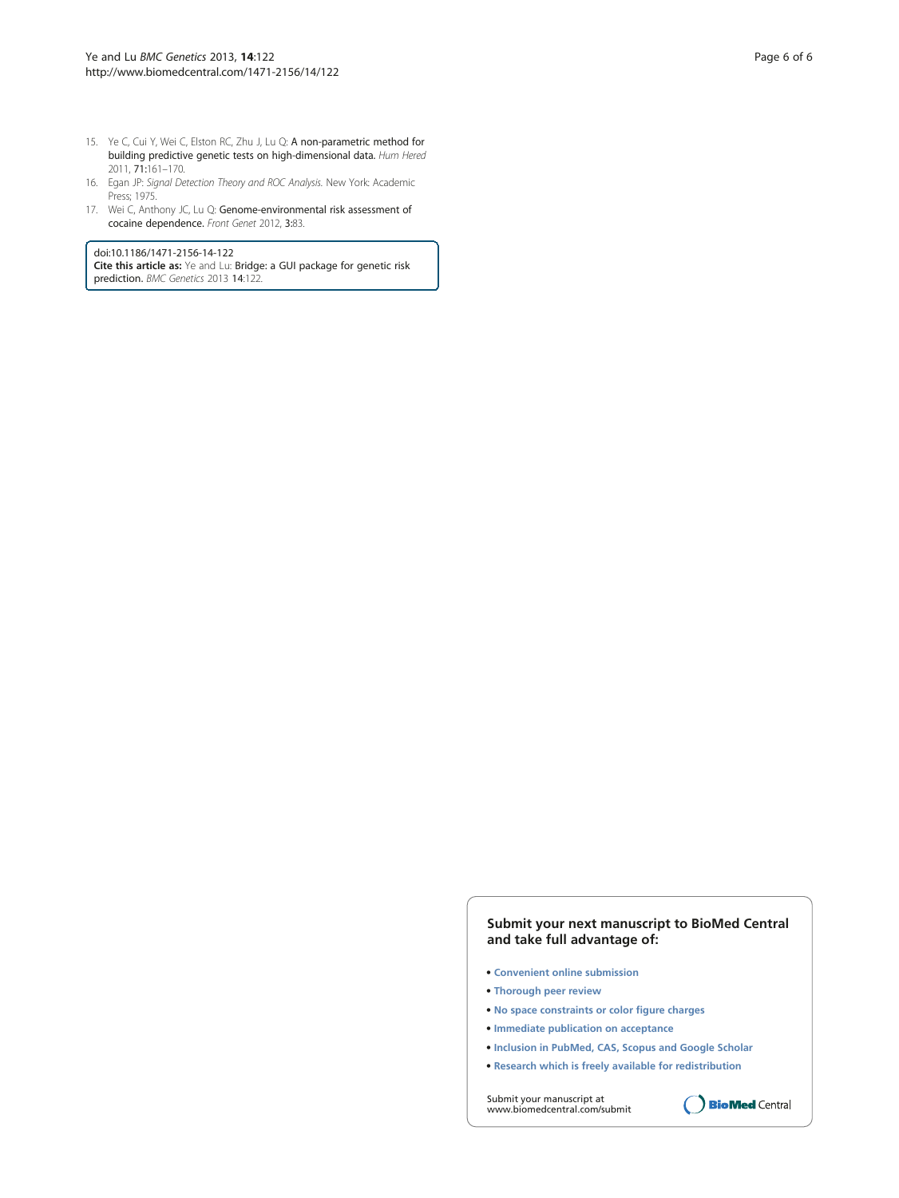15. Ye C, Cui Y, Wei C, Elston RC, Zhu J, Lu Q: **A non-parametric method for building predictive genetic tests on high-dimensional data.** *Hum Hered* 2011, **71:**161–170.
16. Egan JP: *Signal Detection Theory and ROC Analysis.* New York: Academic Press; 1975.
17. Wei C, Anthony JC, Lu Q: **Genome-environmental risk assessment of cocaine dependence.** *Front Genet* 2012, **3:**83.

doi:10.1186/1471-2156-14-122
**Cite this article as:** Ye and Lu: **Bridge: a GUI package for genetic risk prediction.** *BMC Genetics* 2013 **14**:122.

**Submit your next manuscript to BioMed Central and take full advantage of:**

- **Convenient online submission**
- **Thorough peer review**
- **No space constraints or color figure charges**
- **Immediate publication on acceptance**
- **Inclusion in PubMed, CAS, Scopus and Google Scholar**
- **Research which is freely available for redistribution**

Submit your manuscript at
www.biomedcentral.com/submit

BioMed Central